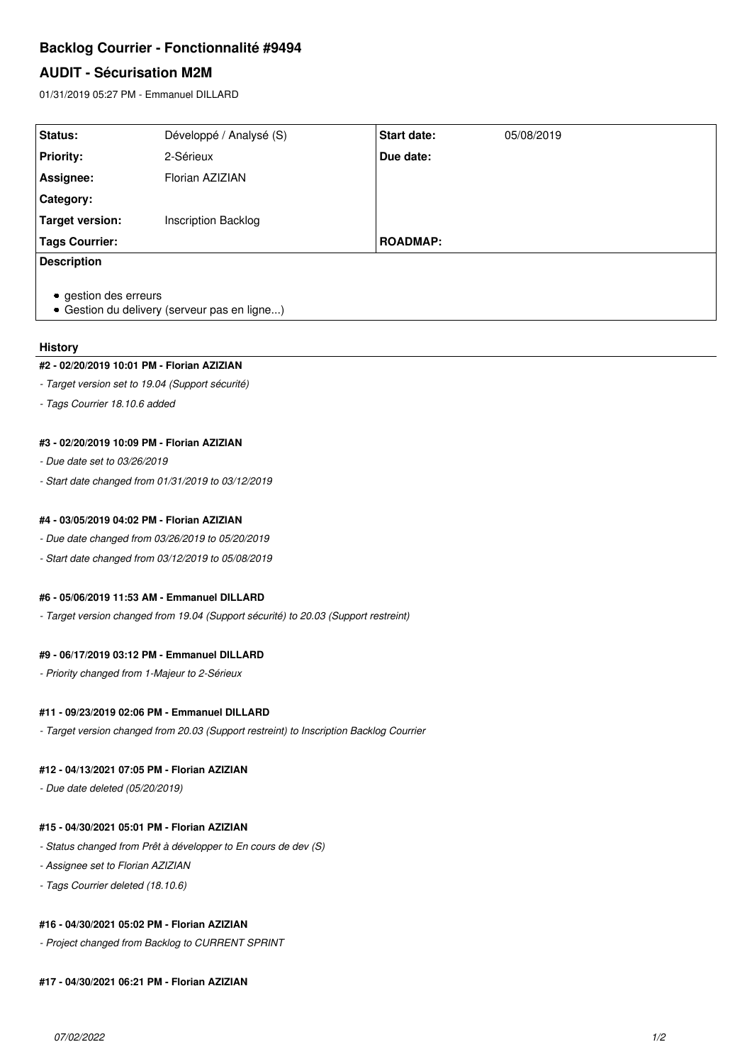# Backlog Courrier - Fonctionnalité #9494

## AUDIT - Sécurisation M2M

01/31/2019 05:27 PM - Emmanuel DILLARD

| | | | |
|---|---|---|---|
| **Status:** | Développé / Analysé (S) | **Start date:** | 05/08/2019 |
| **Priority:** | 2-Sérieux | **Due date:** | |
| **Assignee:** | Florian AZIZIAN | | |
| **Category:** | | | |
| **Target version:** | Inscription Backlog | | |
| **Tags Courrier:** | | **ROADMAP:** | |

**Description**

- gestion des erreurs
- Gestion du delivery (serveur pas en ligne...)

### History

#### #2 - 02/20/2019 10:01 PM - Florian AZIZIAN

*- Target version set to 19.04 (Support sécurité)*

*- Tags Courrier 18.10.6 added*

#### #3 - 02/20/2019 10:09 PM - Florian AZIZIAN

*- Due date set to 03/26/2019*

*- Start date changed from 01/31/2019 to 03/12/2019*

#### #4 - 03/05/2019 04:02 PM - Florian AZIZIAN

*- Due date changed from 03/26/2019 to 05/20/2019*

*- Start date changed from 03/12/2019 to 05/08/2019*

#### #6 - 05/06/2019 11:53 AM - Emmanuel DILLARD

*- Target version changed from 19.04 (Support sécurité) to 20.03 (Support restreint)*

#### #9 - 06/17/2019 03:12 PM - Emmanuel DILLARD

*- Priority changed from 1-Majeur to 2-Sérieux*

#### #11 - 09/23/2019 02:06 PM - Emmanuel DILLARD

*- Target version changed from 20.03 (Support restreint) to Inscription Backlog Courrier*

#### #12 - 04/13/2021 07:05 PM - Florian AZIZIAN

*- Due date deleted (05/20/2019)*

#### #15 - 04/30/2021 05:01 PM - Florian AZIZIAN

*- Status changed from Prêt à développer to En cours de dev (S)*

*- Assignee set to Florian AZIZIAN*

*- Tags Courrier deleted (18.10.6)*

#### #16 - 04/30/2021 05:02 PM - Florian AZIZIAN

*- Project changed from Backlog to CURRENT SPRINT*

#### #17 - 04/30/2021 06:21 PM - Florian AZIZIAN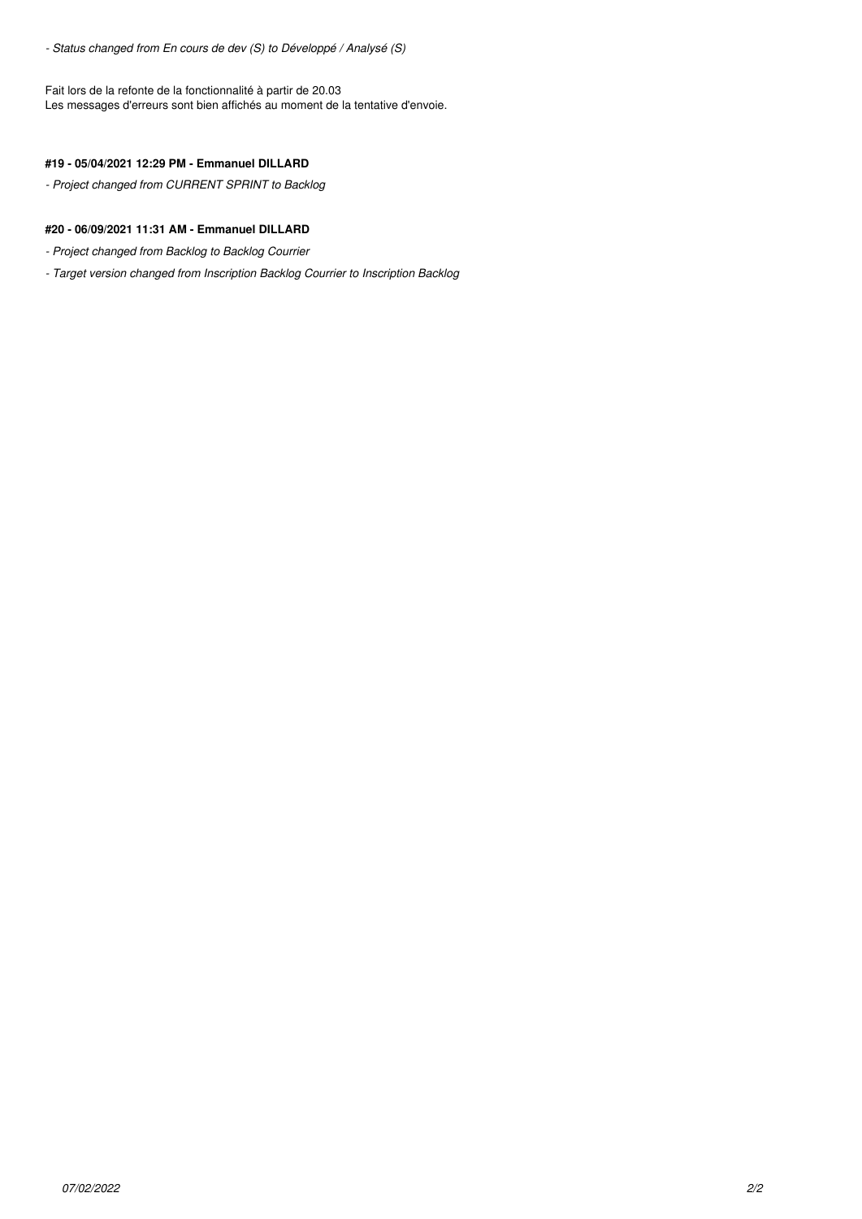*- Status changed from En cours de dev (S) to Développé / Analysé (S)*

Fait lors de la refonte de la fonctionnalité à partir de 20.03
Les messages d'erreurs sont bien affichés au moment de la tentative d'envoie.

#### #19 - 05/04/2021 12:29 PM - Emmanuel DILLARD

*- Project changed from CURRENT SPRINT to Backlog*

#### #20 - 06/09/2021 11:31 AM - Emmanuel DILLARD

*- Project changed from Backlog to Backlog Courrier*

*- Target version changed from Inscription Backlog Courrier to Inscription Backlog*